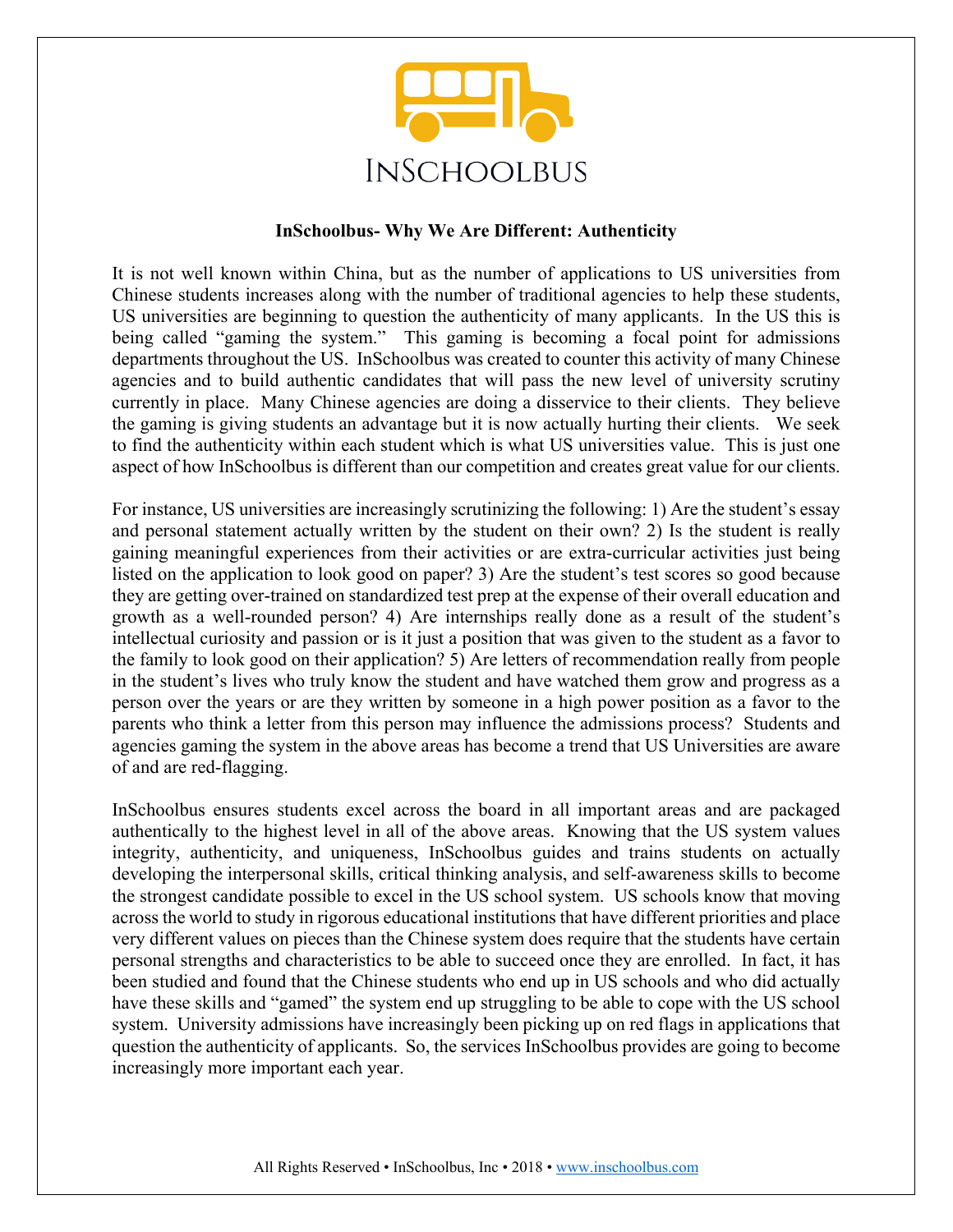# InSchoolbus

## InSchoolbus- Why We Are Different: Authenticity

It is not well known within China, but as the number of applications to US universities from Chinese students increases along with the number of traditional agencies to help these students, US universities are beginning to question the authenticity of many applicants. In the US this is being called "gaming the system." This gaming is becoming a focal point for admissions departments throughout the US. InSchoolbus was created to counter this activity of many Chinese agencies and to build authentic candidates that will pass the new level of university scrutiny currently in place. Many Chinese agencies are doing a disservice to their clients. They believe the gaming is giving students an advantage but it is now actually hurting their clients. We seek to find the authenticity within each student which is what US universities value. This is just one aspect of how InSchoolbus is different than our competition and creates great value for our clients.

For instance, US universities are increasingly scrutinizing the following: 1) Are the student's essay and personal statement actually written by the student on their own? 2) Is the student is really gaining meaningful experiences from their activities or are extra-curricular activities just being listed on the application to look good on paper? 3) Are the student's test scores so good because they are getting over-trained on standardized test prep at the expense of their overall education and growth as a well-rounded person? 4) Are internships really done as a result of the student's intellectual curiosity and passion or is it just a position that was given to the student as a favor to the family to look good on their application? 5) Are letters of recommendation really from people in the student's lives who truly know the student and have watched them grow and progress as a person over the years or are they written by someone in a high power position as a favor to the parents who think a letter from this person may influence the admissions process? Students and agencies gaming the system in the above areas has become a trend that US Universities are aware of and are red-flagging.

InSchoolbus ensures students excel across the board in all important areas and are packaged authentically to the highest level in all of the above areas. Knowing that the US system values integrity, authenticity, and uniqueness, InSchoolbus guides and trains students on actually developing the interpersonal skills, critical thinking analysis, and self-awareness skills to become the strongest candidate possible to excel in the US school system. US schools know that moving across the world to study in rigorous educational institutions that have different priorities and place very different values on pieces than the Chinese system does require that the students have certain personal strengths and characteristics to be able to succeed once they are enrolled. In fact, it has been studied and found that the Chinese students who end up in US schools and who did actually have these skills and "gamed" the system end up struggling to be able to cope with the US school system. University admissions have increasingly been picking up on red flags in applications that question the authenticity of applicants. So, the services InSchoolbus provides are going to become increasingly more important each year.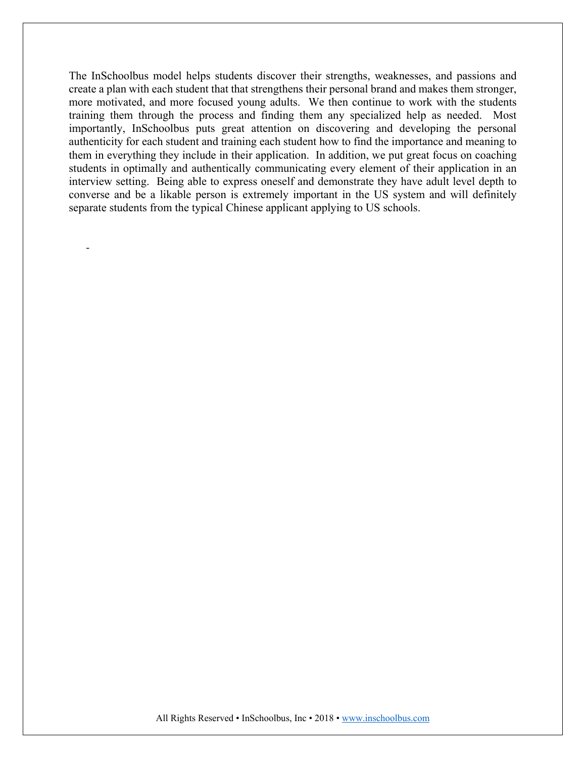The InSchoolbus model helps students discover their strengths, weaknesses, and passions and create a plan with each student that that strengthens their personal brand and makes them stronger, more motivated, and more focused young adults. We then continue to work with the students training them through the process and finding them any specialized help as needed. Most importantly, InSchoolbus puts great attention on discovering and developing the personal authenticity for each student and training each student how to find the importance and meaning to them in everything they include in their application. In addition, we put great focus on coaching students in optimally and authentically communicating every element of their application in an interview setting. Being able to express oneself and demonstrate they have adult level depth to converse and be a likable person is extremely important in the US system and will definitely separate students from the typical Chinese applicant applying to US schools.

-

All Rights Reserved • InSchoolbus, Inc • 2018 • www.inschoolbus.com